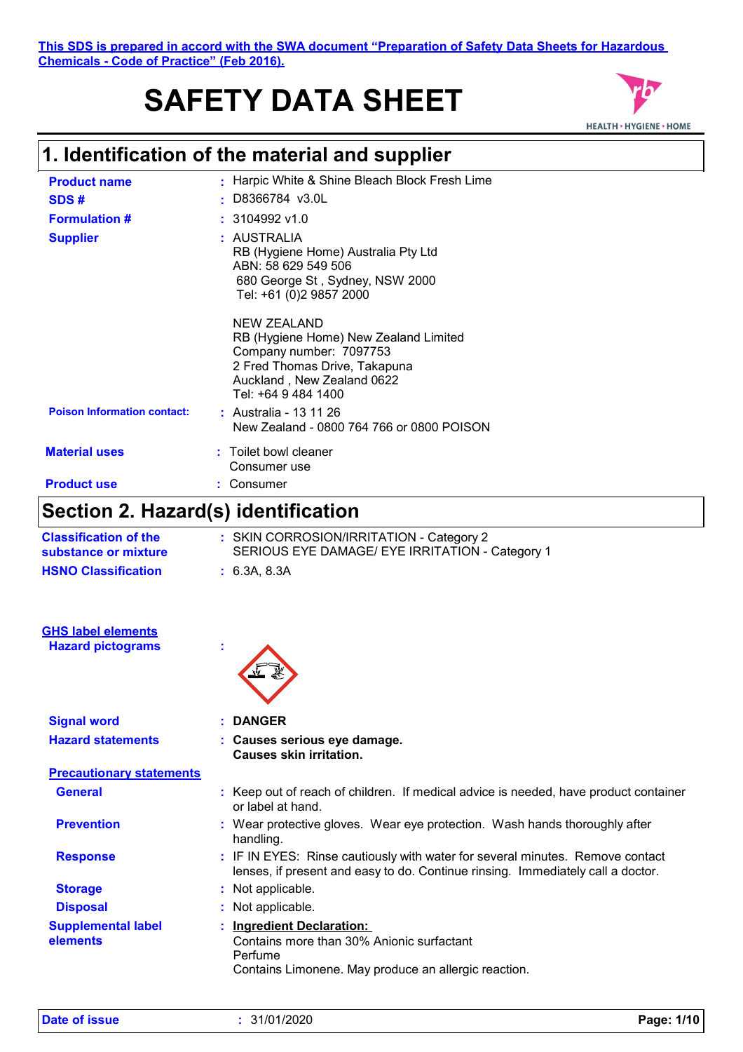This SDS is prepared in accord with the SWA document "Preparation of Safety Data Sheets for Hazardous Chemicals - Code of Practice" (Feb 2016).

# SAFETY DATA SHEET

## 1. Identification of the material and supplier

| | |
|---|---|
| **Product name** | : Harpic White & Shine Bleach Block Fresh Lime |
| **SDS #** | : D8366784 v3.0L |
| **Formulation #** | : 3104992 v1.0 |
| **Supplier** | : AUSTRALIA<br>RB (Hygiene Home) Australia Pty Ltd<br>ABN: 58 629 549 506<br>680 George St , Sydney, NSW 2000<br>Tel: +61 (0)2 9857 2000<br><br>NEW ZEALAND<br>RB (Hygiene Home) New Zealand Limited<br>Company number: 7097753<br>2 Fred Thomas Drive, Takapuna<br>Auckland , New Zealand 0622<br>Tel: +64 9 484 1400 |
| **Poison Information contact:** | : Australia - 13 11 26<br>New Zealand - 0800 764 766 or 0800 POISON |
| **Material uses** | : Toilet bowl cleaner<br>Consumer use |
| **Product use** | : Consumer |

## Section 2. Hazard(s) identification

| | |
|---|---|
| **Classification of the substance or mixture** | : SKIN CORROSION/IRRITATION - Category 2<br>SERIOUS EYE DAMAGE/ EYE IRRITATION - Category 1 |
| **HSNO Classification** | : 6.3A, 8.3A |

**GHS label elements**

| | |
|---|---|
| **Hazard pictograms** | : |
| **Signal word** | : **DANGER** |
| **Hazard statements** | : **Causes serious eye damage.**<br>**Causes skin irritation.** |

**Precautionary statements**

| | |
|---|---|
| **General** | : Keep out of reach of children. If medical advice is needed, have product container or label at hand. |
| **Prevention** | : Wear protective gloves. Wear eye protection. Wash hands thoroughly after handling. |
| **Response** | : IF IN EYES: Rinse cautiously with water for several minutes. Remove contact lenses, if present and easy to do. Continue rinsing. Immediately call a doctor. |
| **Storage** | : Not applicable. |
| **Disposal** | : Not applicable. |
| **Supplemental label elements** | : **Ingredient Declaration:**<br>Contains more than 30% Anionic surfactant<br>Perfume<br>Contains Limonene. May produce an allergic reaction. |

**Date of issue** : 31/01/2020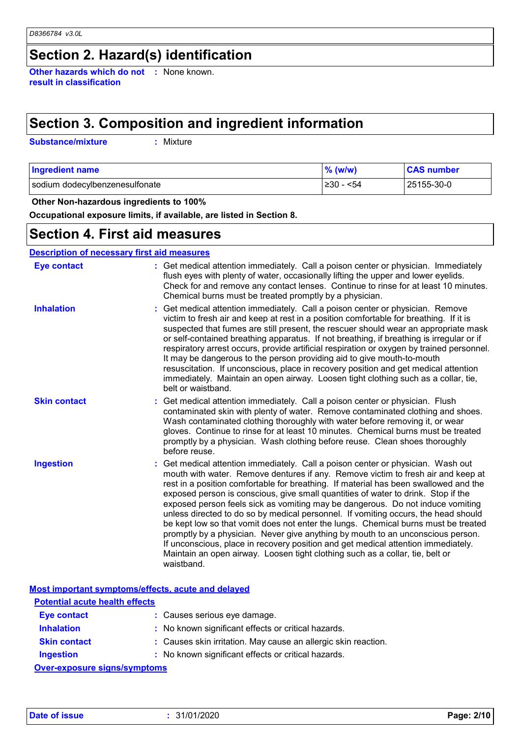## Section 2. Hazard(s) identification

**Other hazards which do not result in classification** : None known.

## Section 3. Composition and ingredient information

**Substance/mixture** : Mixture

| Ingredient name | % (w/w) | CAS number |
|---|---|---|
| sodium dodecylbenzenesulfonate | ≥30 - <54 | 25155-30-0 |

**Other Non-hazardous ingredients to 100%**

**Occupational exposure limits, if available, are listed in Section 8.**

## Section 4. First aid measures

**Description of necessary first aid measures**

**Eye contact** : Get medical attention immediately. Call a poison center or physician. Immediately flush eyes with plenty of water, occasionally lifting the upper and lower eyelids. Check for and remove any contact lenses. Continue to rinse for at least 10 minutes. Chemical burns must be treated promptly by a physician.

**Inhalation** : Get medical attention immediately. Call a poison center or physician. Remove victim to fresh air and keep at rest in a position comfortable for breathing. If it is suspected that fumes are still present, the rescuer should wear an appropriate mask or self-contained breathing apparatus. If not breathing, if breathing is irregular or if respiratory arrest occurs, provide artificial respiration or oxygen by trained personnel. It may be dangerous to the person providing aid to give mouth-to-mouth resuscitation. If unconscious, place in recovery position and get medical attention immediately. Maintain an open airway. Loosen tight clothing such as a collar, tie, belt or waistband.

**Skin contact** : Get medical attention immediately. Call a poison center or physician. Flush contaminated skin with plenty of water. Remove contaminated clothing and shoes. Wash contaminated clothing thoroughly with water before removing it, or wear gloves. Continue to rinse for at least 10 minutes. Chemical burns must be treated promptly by a physician. Wash clothing before reuse. Clean shoes thoroughly before reuse.

**Ingestion** : Get medical attention immediately. Call a poison center or physician. Wash out mouth with water. Remove dentures if any. Remove victim to fresh air and keep at rest in a position comfortable for breathing. If material has been swallowed and the exposed person is conscious, give small quantities of water to drink. Stop if the exposed person feels sick as vomiting may be dangerous. Do not induce vomiting unless directed to do so by medical personnel. If vomiting occurs, the head should be kept low so that vomit does not enter the lungs. Chemical burns must be treated promptly by a physician. Never give anything by mouth to an unconscious person. If unconscious, place in recovery position and get medical attention immediately. Maintain an open airway. Loosen tight clothing such as a collar, tie, belt or waistband.

**Most important symptoms/effects, acute and delayed**

**Potential acute health effects**

**Eye contact** : Causes serious eye damage.

**Inhalation** : No known significant effects or critical hazards.

**Skin contact** : Causes skin irritation. May cause an allergic skin reaction.

**Ingestion** : No known significant effects or critical hazards.

**Over-exposure signs/symptoms**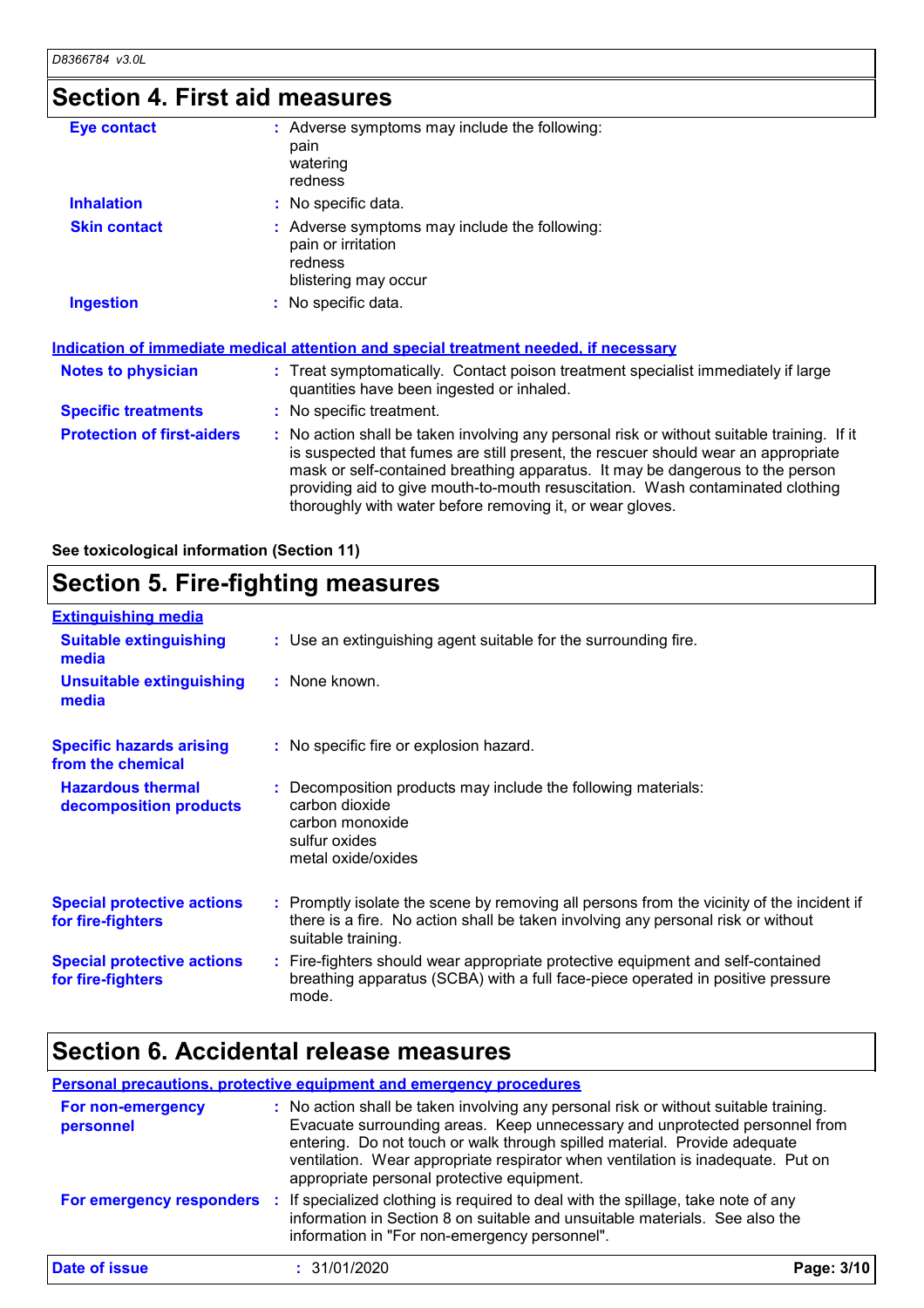## Section 4. First aid measures

**Eye contact** : Adverse symptoms may include the following:
pain
watering
redness

**Inhalation** : No specific data.

**Skin contact** : Adverse symptoms may include the following:
pain or irritation
redness
blistering may occur

**Ingestion** : No specific data.

### Indication of immediate medical attention and special treatment needed, if necessary

**Notes to physician** : Treat symptomatically. Contact poison treatment specialist immediately if large quantities have been ingested or inhaled.

**Specific treatments** : No specific treatment.

**Protection of first-aiders** : No action shall be taken involving any personal risk or without suitable training. If it is suspected that fumes are still present, the rescuer should wear an appropriate mask or self-contained breathing apparatus. It may be dangerous to the person providing aid to give mouth-to-mouth resuscitation. Wash contaminated clothing thoroughly with water before removing it, or wear gloves.

**See toxicological information (Section 11)**

## Section 5. Fire-fighting measures

### Extinguishing media

**Suitable extinguishing media** : Use an extinguishing agent suitable for the surrounding fire.

**Unsuitable extinguishing media** : None known.

**Specific hazards arising from the chemical** : No specific fire or explosion hazard.

**Hazardous thermal decomposition products** : Decomposition products may include the following materials:
carbon dioxide
carbon monoxide
sulfur oxides
metal oxide/oxides

**Special protective actions for fire-fighters** : Promptly isolate the scene by removing all persons from the vicinity of the incident if there is a fire. No action shall be taken involving any personal risk or without suitable training.

**Special protective actions for fire-fighters** : Fire-fighters should wear appropriate protective equipment and self-contained breathing apparatus (SCBA) with a full face-piece operated in positive pressure mode.

## Section 6. Accidental release measures

### Personal precautions, protective equipment and emergency procedures

**For non-emergency personnel** : No action shall be taken involving any personal risk or without suitable training. Evacuate surrounding areas. Keep unnecessary and unprotected personnel from entering. Do not touch or walk through spilled material. Provide adequate ventilation. Wear appropriate respirator when ventilation is inadequate. Put on appropriate personal protective equipment.

**For emergency responders** : If specialized clothing is required to deal with the spillage, take note of any information in Section 8 on suitable and unsuitable materials. See also the information in "For non-emergency personnel".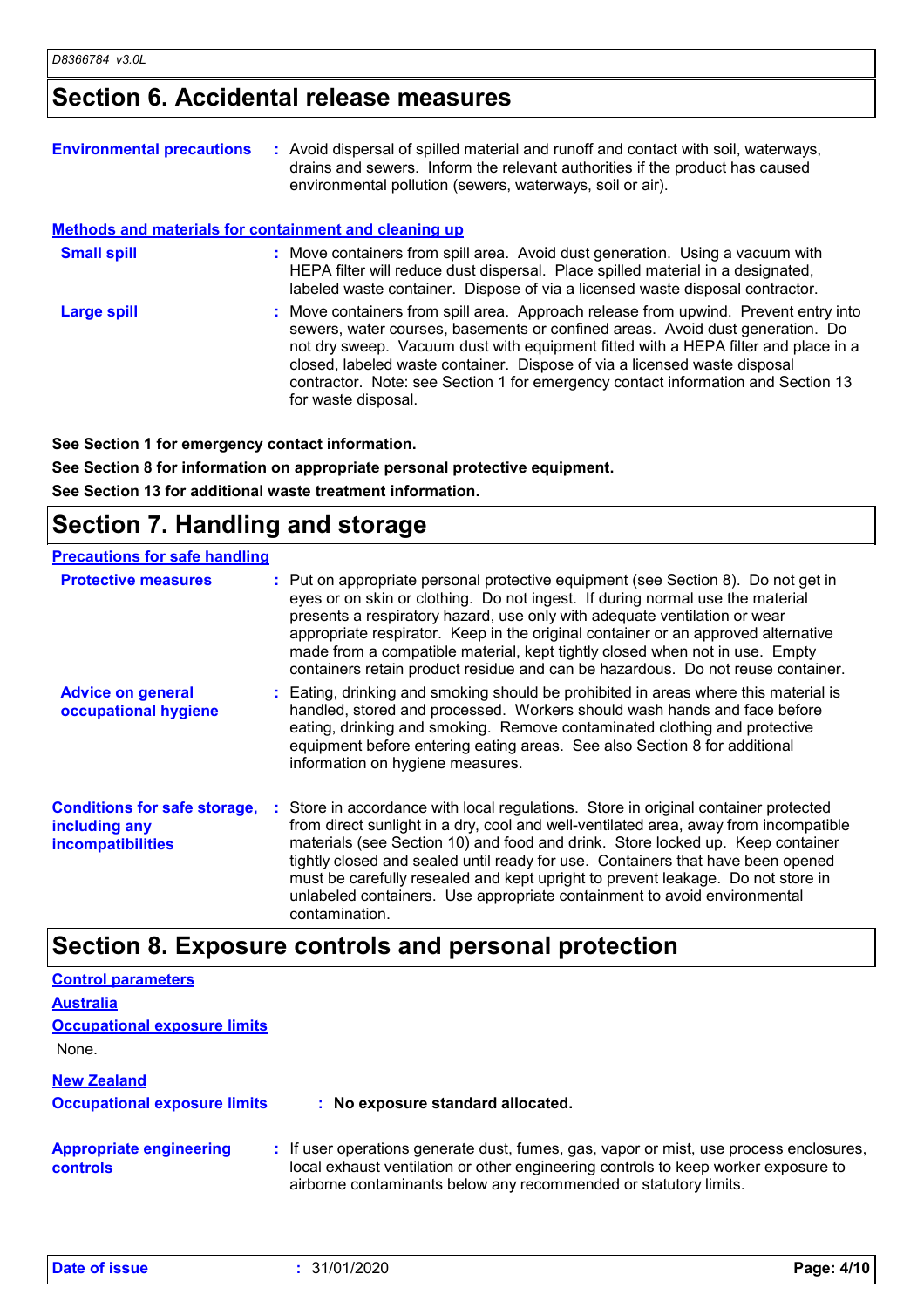## Section 6. Accidental release measures

**Environmental precautions** : Avoid dispersal of spilled material and runoff and contact with soil, waterways, drains and sewers. Inform the relevant authorities if the product has caused environmental pollution (sewers, waterways, soil or air).

### Methods and materials for containment and cleaning up

**Small spill** : Move containers from spill area. Avoid dust generation. Using a vacuum with HEPA filter will reduce dust dispersal. Place spilled material in a designated, labeled waste container. Dispose of via a licensed waste disposal contractor.

**Large spill** : Move containers from spill area. Approach release from upwind. Prevent entry into sewers, water courses, basements or confined areas. Avoid dust generation. Do not dry sweep. Vacuum dust with equipment fitted with a HEPA filter and place in a closed, labeled waste container. Dispose of via a licensed waste disposal contractor. Note: see Section 1 for emergency contact information and Section 13 for waste disposal.

**See Section 1 for emergency contact information.**

**See Section 8 for information on appropriate personal protective equipment.**

**See Section 13 for additional waste treatment information.**

## Section 7. Handling and storage

### Precautions for safe handling

**Protective measures** : Put on appropriate personal protective equipment (see Section 8). Do not get in eyes or on skin or clothing. Do not ingest. If during normal use the material presents a respiratory hazard, use only with adequate ventilation or wear appropriate respirator. Keep in the original container or an approved alternative made from a compatible material, kept tightly closed when not in use. Empty containers retain product residue and can be hazardous. Do not reuse container.

**Advice on general occupational hygiene** : Eating, drinking and smoking should be prohibited in areas where this material is handled, stored and processed. Workers should wash hands and face before eating, drinking and smoking. Remove contaminated clothing and protective equipment before entering eating areas. See also Section 8 for additional information on hygiene measures.

**Conditions for safe storage, including any incompatibilities** : Store in accordance with local regulations. Store in original container protected from direct sunlight in a dry, cool and well-ventilated area, away from incompatible materials (see Section 10) and food and drink. Store locked up. Keep container tightly closed and sealed until ready for use. Containers that have been opened must be carefully resealed and kept upright to prevent leakage. Do not store in unlabeled containers. Use appropriate containment to avoid environmental contamination.

## Section 8. Exposure controls and personal protection

### Control parameters

**Australia**

**Occupational exposure limits**

None.

**New Zealand**

**Occupational exposure limits** : **No exposure standard allocated.**

**Appropriate engineering controls** : If user operations generate dust, fumes, gas, vapor or mist, use process enclosures, local exhaust ventilation or other engineering controls to keep worker exposure to airborne contaminants below any recommended or statutory limits.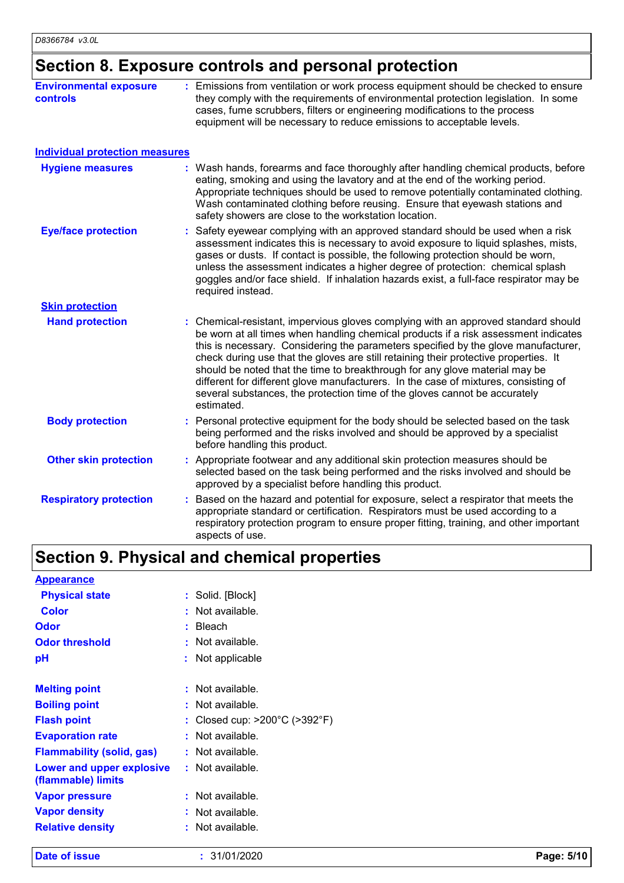## Section 8. Exposure controls and personal protection

**Environmental exposure controls** : Emissions from ventilation or work process equipment should be checked to ensure they comply with the requirements of environmental protection legislation. In some cases, fume scrubbers, filters or engineering modifications to the process equipment will be necessary to reduce emissions to acceptable levels.

**Individual protection measures**

**Hygiene measures** : Wash hands, forearms and face thoroughly after handling chemical products, before eating, smoking and using the lavatory and at the end of the working period. Appropriate techniques should be used to remove potentially contaminated clothing. Wash contaminated clothing before reusing. Ensure that eyewash stations and safety showers are close to the workstation location.

**Eye/face protection** : Safety eyewear complying with an approved standard should be used when a risk assessment indicates this is necessary to avoid exposure to liquid splashes, mists, gases or dusts. If contact is possible, the following protection should be worn, unless the assessment indicates a higher degree of protection: chemical splash goggles and/or face shield. If inhalation hazards exist, a full-face respirator may be required instead.

**Skin protection**

**Hand protection** : Chemical-resistant, impervious gloves complying with an approved standard should be worn at all times when handling chemical products if a risk assessment indicates this is necessary. Considering the parameters specified by the glove manufacturer, check during use that the gloves are still retaining their protective properties. It should be noted that the time to breakthrough for any glove material may be different for different glove manufacturers. In the case of mixtures, consisting of several substances, the protection time of the gloves cannot be accurately estimated.

**Body protection** : Personal protective equipment for the body should be selected based on the task being performed and the risks involved and should be approved by a specialist before handling this product.

**Other skin protection** : Appropriate footwear and any additional skin protection measures should be selected based on the task being performed and the risks involved and should be approved by a specialist before handling this product.

**Respiratory protection** : Based on the hazard and potential for exposure, select a respirator that meets the appropriate standard or certification. Respirators must be used according to a respiratory protection program to ensure proper fitting, training, and other important aspects of use.

## Section 9. Physical and chemical properties

**Appearance**

**Physical state** : Solid. [Block]

**Color** : Not available.

**Odor** : Bleach

**Odor threshold** : Not available.

**pH** : Not applicable

**Melting point** : Not available.

**Boiling point** : Not available.

**Flash point** : Closed cup: >200°C (>392°F)

**Evaporation rate** : Not available.

**Flammability (solid, gas)** : Not available.

**Lower and upper explosive (flammable) limits** : Not available.

**Vapor pressure** : Not available.

**Vapor density** : Not available.

**Relative density** : Not available.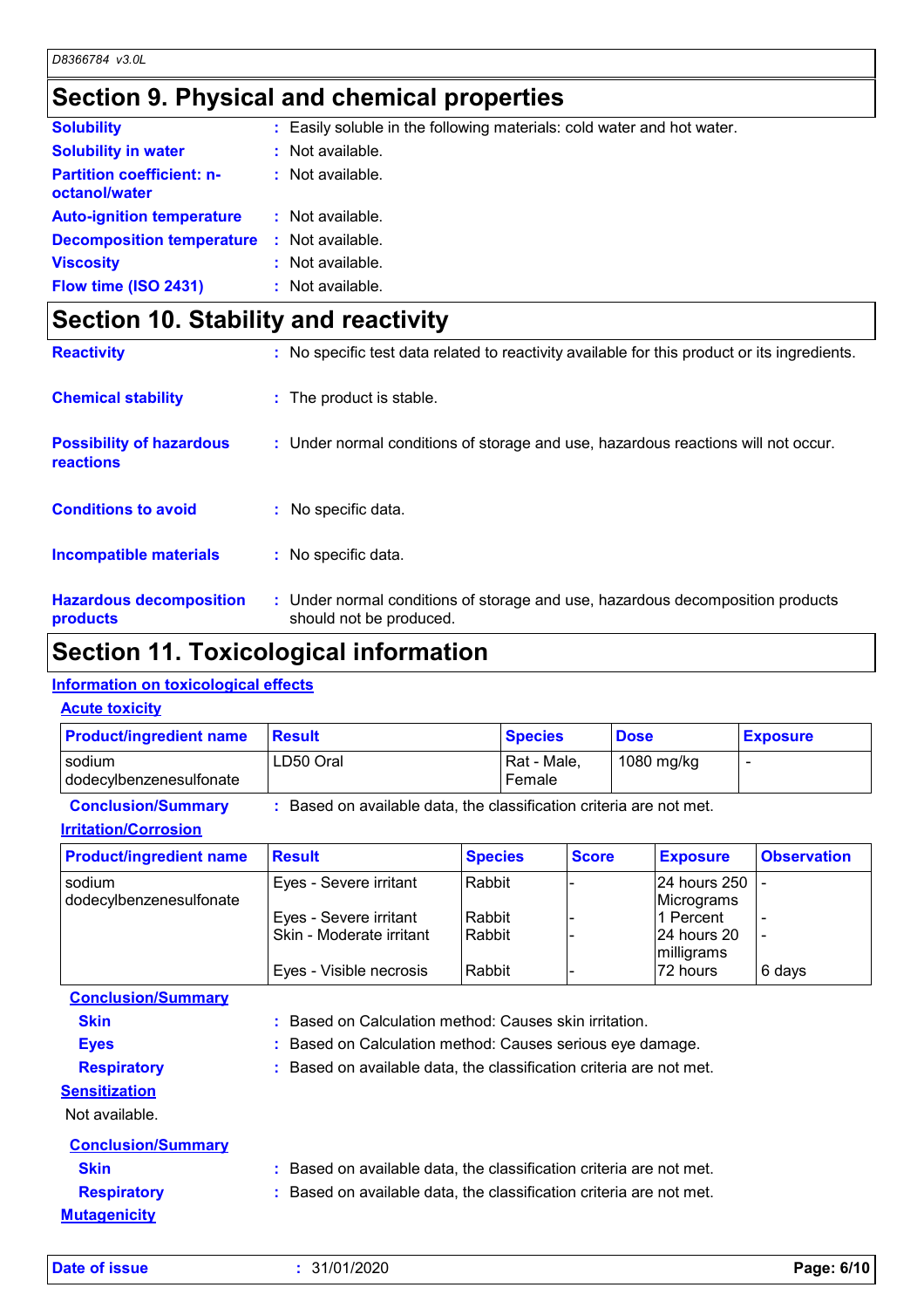## Section 9. Physical and chemical properties

**Solubility** : Easily soluble in the following materials: cold water and hot water.

**Solubility in water** : Not available.

**Partition coefficient: n-octanol/water** : Not available.

**Auto-ignition temperature** : Not available.

**Decomposition temperature** : Not available.

**Viscosity** : Not available.

**Flow time (ISO 2431)** : Not available.

## Section 10. Stability and reactivity

**Reactivity** : No specific test data related to reactivity available for this product or its ingredients.

**Chemical stability** : The product is stable.

**Possibility of hazardous reactions** : Under normal conditions of storage and use, hazardous reactions will not occur.

**Conditions to avoid** : No specific data.

**Incompatible materials** : No specific data.

**Hazardous decomposition products** : Under normal conditions of storage and use, hazardous decomposition products should not be produced.

## Section 11. Toxicological information

### Information on toxicological effects

#### Acute toxicity

| Product/ingredient name | Result | Species | Dose | Exposure |
|---|---|---|---|---|
| sodium dodecylbenzenesulfonate | LD50 Oral | Rat - Male, Female | 1080 mg/kg | - |

**Conclusion/Summary** : Based on available data, the classification criteria are not met.

#### Irritation/Corrosion

| Product/ingredient name | Result | Species | Score | Exposure | Observation |
|---|---|---|---|---|---|
| sodium dodecylbenzenesulfonate | Eyes - Severe irritant | Rabbit | - | 24 hours 250 Micrograms | - |
| | Eyes - Severe irritant | Rabbit | - | 1 Percent | - |
| | Skin - Moderate irritant | Rabbit | - | 24 hours 20 milligrams | - |
| | Eyes - Visible necrosis | Rabbit | - | 72 hours | 6 days |

**Conclusion/Summary**

**Skin** : Based on Calculation method: Causes skin irritation.

**Eyes** : Based on Calculation method: Causes serious eye damage.

**Respiratory** : Based on available data, the classification criteria are not met.

#### Sensitization

Not available.

**Conclusion/Summary**

**Skin** : Based on available data, the classification criteria are not met.

**Respiratory** : Based on available data, the classification criteria are not met.

#### Mutagenicity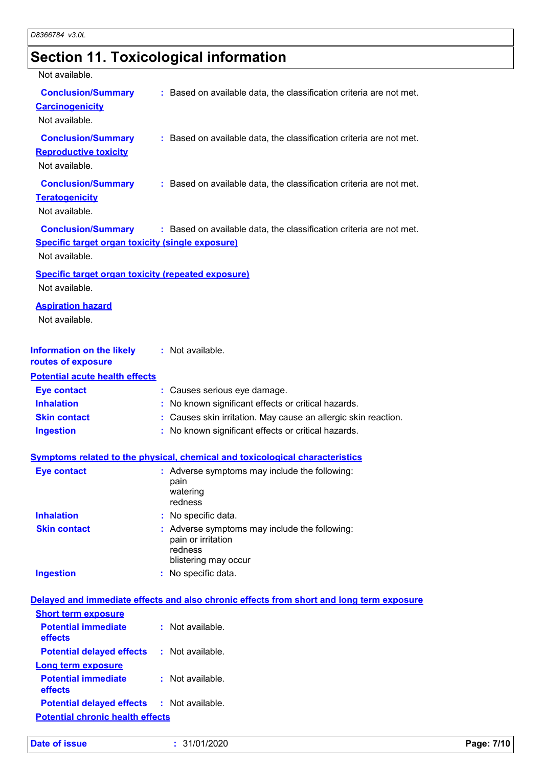## Section 11. Toxicological information

Not available.

**Conclusion/Summary** : Based on available data, the classification criteria are not met.

**Carcinogenicity**

Not available.

**Conclusion/Summary** : Based on available data, the classification criteria are not met.

**Reproductive toxicity**

Not available.

**Conclusion/Summary** : Based on available data, the classification criteria are not met.

**Teratogenicity**

Not available.

**Conclusion/Summary** : Based on available data, the classification criteria are not met.

**Specific target organ toxicity (single exposure)**

Not available.

**Specific target organ toxicity (repeated exposure)**

Not available.

**Aspiration hazard**

Not available.

**Information on the likely routes of exposure** : Not available.

**Potential acute health effects**

**Eye contact** : Causes serious eye damage.

**Inhalation** : No known significant effects or critical hazards.

**Skin contact** : Causes skin irritation. May cause an allergic skin reaction.

**Ingestion** : No known significant effects or critical hazards.

**Symptoms related to the physical, chemical and toxicological characteristics**

**Eye contact** : Adverse symptoms may include the following:
pain
watering
redness

**Inhalation** : No specific data.

**Skin contact** : Adverse symptoms may include the following:
pain or irritation
redness
blistering may occur

**Ingestion** : No specific data.

**Delayed and immediate effects and also chronic effects from short and long term exposure**

**Short term exposure**

**Potential immediate effects** : Not available.

**Potential delayed effects** : Not available.

**Long term exposure**

**Potential immediate effects** : Not available.

**Potential delayed effects** : Not available.

**Potential chronic health effects**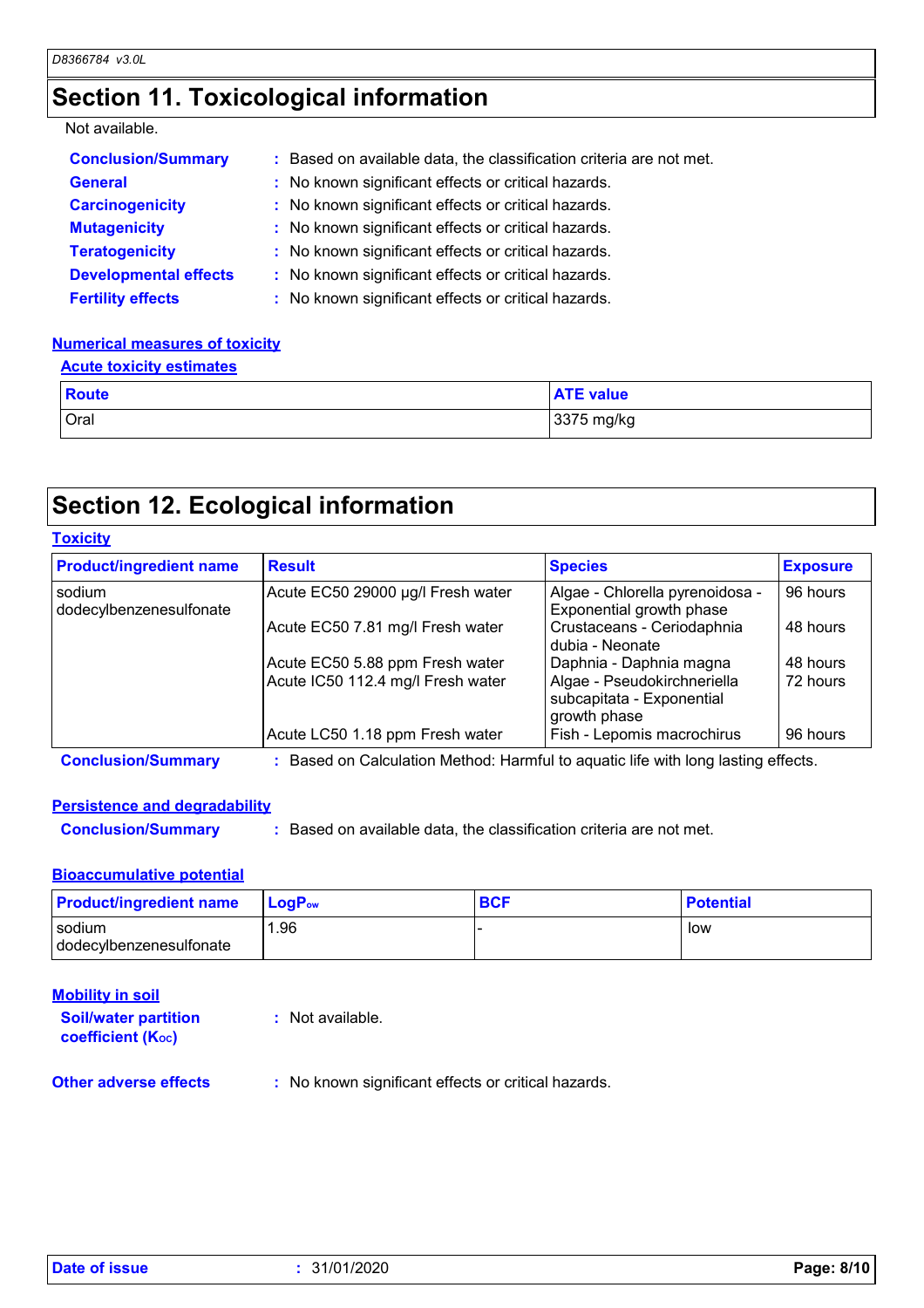## Section 11. Toxicological information

Not available.

**Conclusion/Summary** : Based on available data, the classification criteria are not met.

**General** : No known significant effects or critical hazards.

**Carcinogenicity** : No known significant effects or critical hazards.

**Mutagenicity** : No known significant effects or critical hazards.

**Teratogenicity** : No known significant effects or critical hazards.

**Developmental effects** : No known significant effects or critical hazards.

**Fertility effects** : No known significant effects or critical hazards.

### Numerical measures of toxicity

#### Acute toxicity estimates

| Route | ATE value |
|---|---|
| Oral | 3375 mg/kg |

## Section 12. Ecological information

### Toxicity

| Product/ingredient name | Result | Species | Exposure |
|---|---|---|---|
| sodium dodecylbenzenesulfonate | Acute EC50 29000 µg/l Fresh water | Algae - Chlorella pyrenoidosa - Exponential growth phase | 96 hours |
| | Acute EC50 7.81 mg/l Fresh water | Crustaceans - Ceriodaphnia dubia - Neonate | 48 hours |
| | Acute EC50 5.88 ppm Fresh water | Daphnia - Daphnia magna | 48 hours |
| | Acute IC50 112.4 mg/l Fresh water | Algae - Pseudokirchneriella subcapitata - Exponential growth phase | 72 hours |
| | Acute LC50 1.18 ppm Fresh water | Fish - Lepomis macrochirus | 96 hours |

**Conclusion/Summary** : Based on Calculation Method: Harmful to aquatic life with long lasting effects.

### Persistence and degradability

**Conclusion/Summary** : Based on available data, the classification criteria are not met.

### Bioaccumulative potential

| Product/ingredient name | $LogP_{ow}$ | BCF | Potential |
|---|---|---|---|
| sodium dodecylbenzenesulfonate | 1.96 | - | low |

### Mobility in soil

**Soil/water partition coefficient ($K_{OC}$)** : Not available.

**Other adverse effects** : No known significant effects or critical hazards.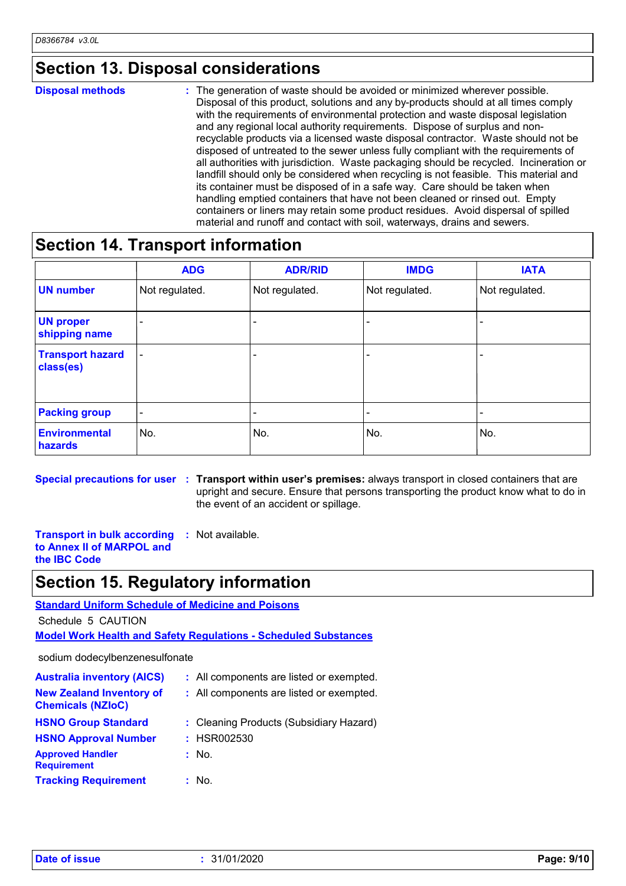## Section 13. Disposal considerations

**Disposal methods** : The generation of waste should be avoided or minimized wherever possible. Disposal of this product, solutions and any by-products should at all times comply with the requirements of environmental protection and waste disposal legislation and any regional local authority requirements. Dispose of surplus and non-recyclable products via a licensed waste disposal contractor. Waste should not be disposed of untreated to the sewer unless fully compliant with the requirements of all authorities with jurisdiction. Waste packaging should be recycled. Incineration or landfill should only be considered when recycling is not feasible. This material and its container must be disposed of in a safe way. Care should be taken when handling emptied containers that have not been cleaned or rinsed out. Empty containers or liners may retain some product residues. Avoid dispersal of spilled material and runoff and contact with soil, waterways, drains and sewers.

## Section 14. Transport information

| | ADG | ADR/RID | IMDG | IATA |
|---|---|---|---|---|
| **UN number** | Not regulated. | Not regulated. | Not regulated. | Not regulated. |
| **UN proper shipping name** | - | - | - | - |
| **Transport hazard class(es)** | - | - | - | - |
| **Packing group** | - | - | - | - |
| **Environmental hazards** | No. | No. | No. | No. |

**Special precautions for user** : **Transport within user's premises:** always transport in closed containers that are upright and secure. Ensure that persons transporting the product know what to do in the event of an accident or spillage.

**Transport in bulk according to Annex II of MARPOL and the IBC Code** : Not available.

## Section 15. Regulatory information

**Standard Uniform Schedule of Medicine and Poisons**

Schedule 5 CAUTION

**Model Work Health and Safety Regulations - Scheduled Substances**

sodium dodecylbenzenesulfonate

**Australia inventory (AICS)** : All components are listed or exempted.

**New Zealand Inventory of Chemicals (NZIoC)** : All components are listed or exempted.

**HSNO Group Standard** : Cleaning Products (Subsidiary Hazard)

**HSNO Approval Number** : HSR002530

**Approved Handler Requirement** : No.

**Tracking Requirement** : No.

**Date of issue** : 31/01/2020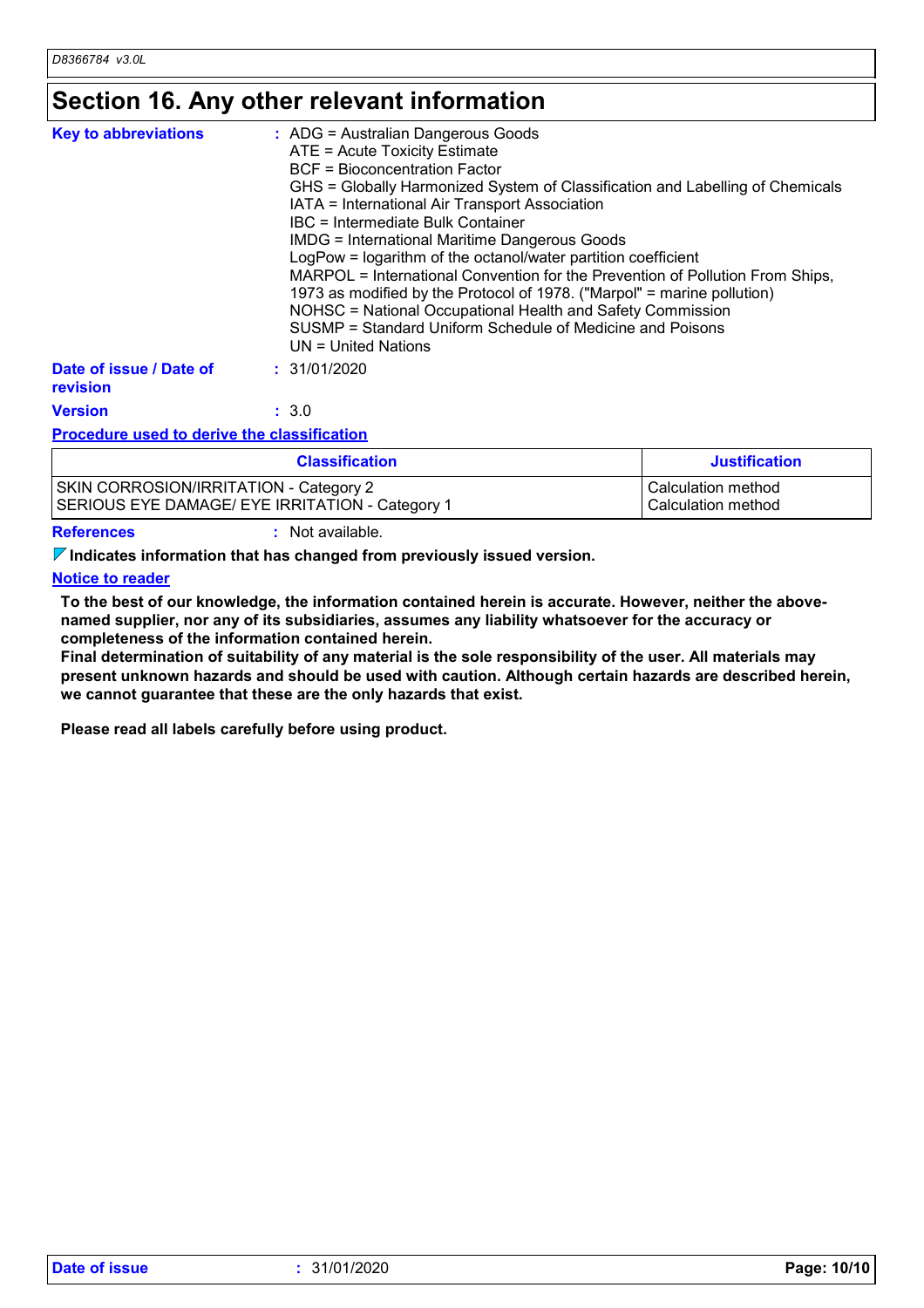# Section 16. Any other relevant information

**Key to abbreviations** : ADG = Australian Dangerous Goods
ATE = Acute Toxicity Estimate
BCF = Bioconcentration Factor
GHS = Globally Harmonized System of Classification and Labelling of Chemicals
IATA = International Air Transport Association
IBC = Intermediate Bulk Container
IMDG = International Maritime Dangerous Goods
LogPow = logarithm of the octanol/water partition coefficient
MARPOL = International Convention for the Prevention of Pollution From Ships, 1973 as modified by the Protocol of 1978. ("Marpol" = marine pollution)
NOHSC = National Occupational Health and Safety Commission
SUSMP = Standard Uniform Schedule of Medicine and Poisons
UN = United Nations

**Date of issue / Date of revision** : 31/01/2020

**Version** : 3.0

**Procedure used to derive the classification**

| Classification | Justification |
|---|---|
| SKIN CORROSION/IRRITATION - Category 2 | Calculation method |
| SERIOUS EYE DAMAGE/ EYE IRRITATION - Category 1 | Calculation method |

**References** : Not available.

**Indicates information that has changed from previously issued version.**

**Notice to reader**

**To the best of our knowledge, the information contained herein is accurate. However, neither the above-named supplier, nor any of its subsidiaries, assumes any liability whatsoever for the accuracy or completeness of the information contained herein.**
**Final determination of suitability of any material is the sole responsibility of the user. All materials may present unknown hazards and should be used with caution. Although certain hazards are described herein, we cannot guarantee that these are the only hazards that exist.**

**Please read all labels carefully before using product.**